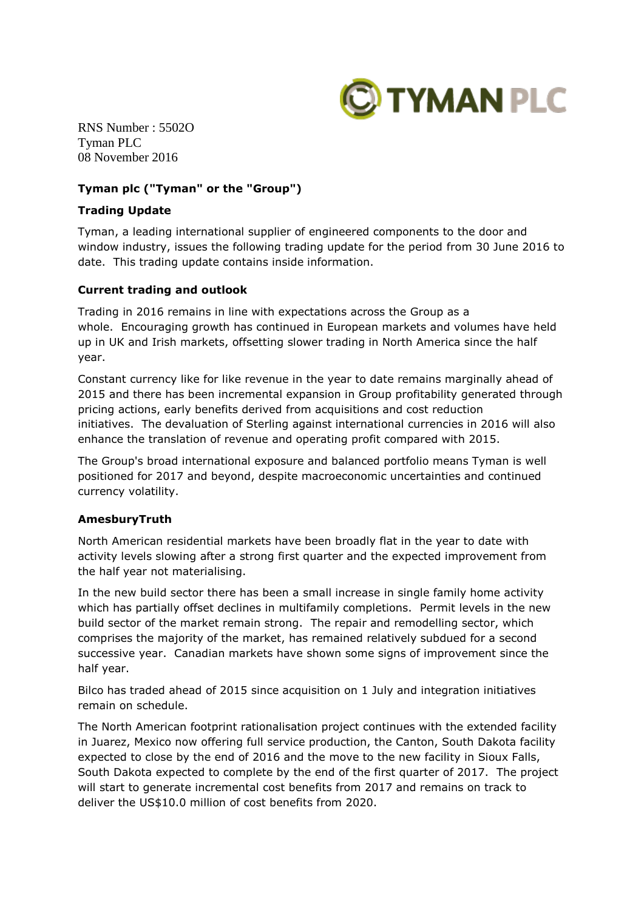RNS Number : 5502O
Tyman PLC
08 November 2016

**Tyman plc ("Tyman" or the "Group")**

**Trading Update**

Tyman, a leading international supplier of engineered components to the door and window industry, issues the following trading update for the period from 30 June 2016 to date. This trading update contains inside information.

**Current trading and outlook**

Trading in 2016 remains in line with expectations across the Group as a whole. Encouraging growth has continued in European markets and volumes have held up in UK and Irish markets, offsetting slower trading in North America since the half year.

Constant currency like for like revenue in the year to date remains marginally ahead of 2015 and there has been incremental expansion in Group profitability generated through pricing actions, early benefits derived from acquisitions and cost reduction initiatives. The devaluation of Sterling against international currencies in 2016 will also enhance the translation of revenue and operating profit compared with 2015.

The Group's broad international exposure and balanced portfolio means Tyman is well positioned for 2017 and beyond, despite macroeconomic uncertainties and continued currency volatility.

**AmesburyTruth**

North American residential markets have been broadly flat in the year to date with activity levels slowing after a strong first quarter and the expected improvement from the half year not materialising.

In the new build sector there has been a small increase in single family home activity which has partially offset declines in multifamily completions. Permit levels in the new build sector of the market remain strong. The repair and remodelling sector, which comprises the majority of the market, has remained relatively subdued for a second successive year. Canadian markets have shown some signs of improvement since the half year.

Bilco has traded ahead of 2015 since acquisition on 1 July and integration initiatives remain on schedule.

The North American footprint rationalisation project continues with the extended facility in Juarez, Mexico now offering full service production, the Canton, South Dakota facility expected to close by the end of 2016 and the move to the new facility in Sioux Falls, South Dakota expected to complete by the end of the first quarter of 2017. The project will start to generate incremental cost benefits from 2017 and remains on track to deliver the US$10.0 million of cost benefits from 2020.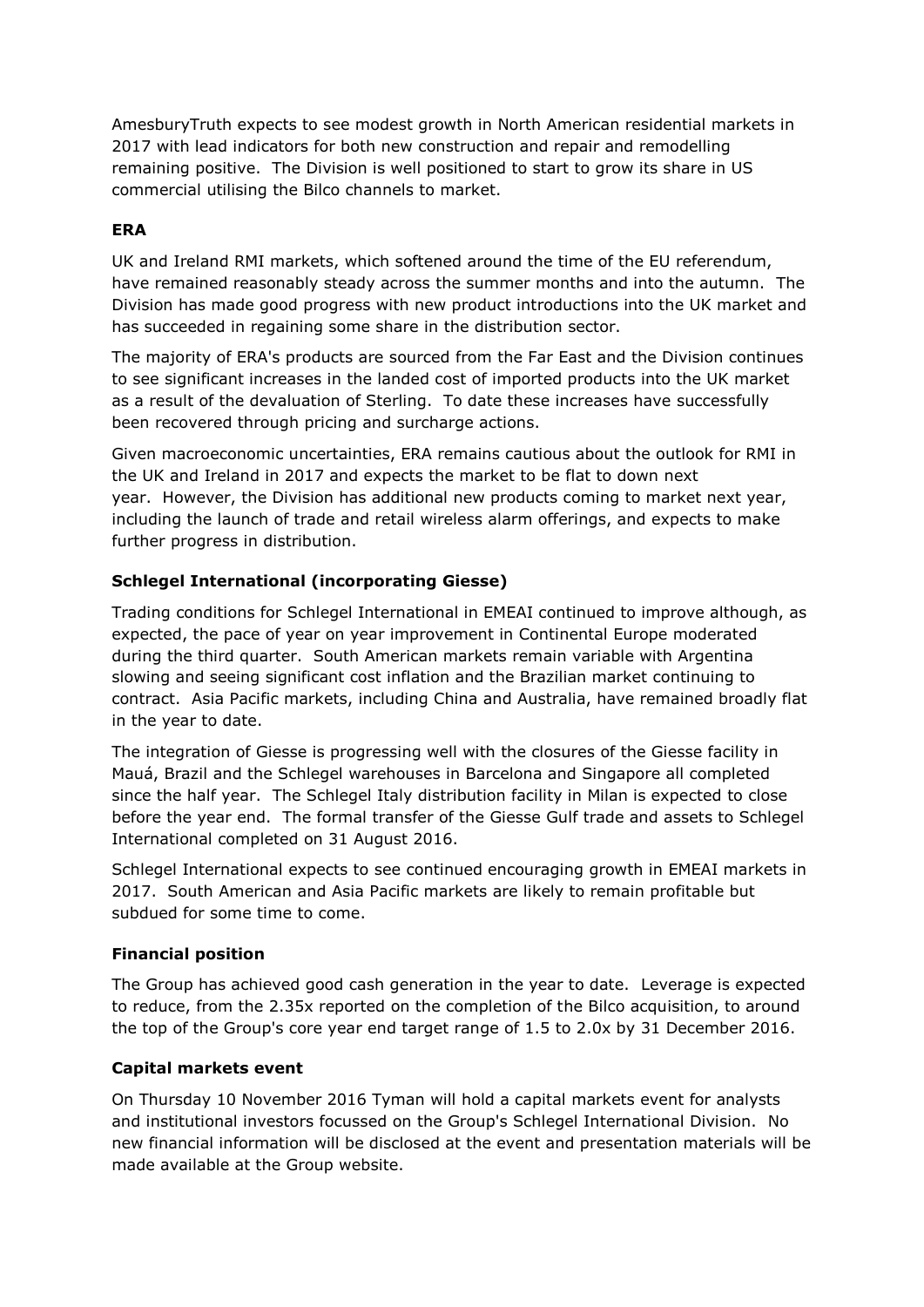AmesburyTruth expects to see modest growth in North American residential markets in 2017 with lead indicators for both new construction and repair and remodelling remaining positive. The Division is well positioned to start to grow its share in US commercial utilising the Bilco channels to market.

**ERA**

UK and Ireland RMI markets, which softened around the time of the EU referendum, have remained reasonably steady across the summer months and into the autumn. The Division has made good progress with new product introductions into the UK market and has succeeded in regaining some share in the distribution sector.

The majority of ERA's products are sourced from the Far East and the Division continues to see significant increases in the landed cost of imported products into the UK market as a result of the devaluation of Sterling. To date these increases have successfully been recovered through pricing and surcharge actions.

Given macroeconomic uncertainties, ERA remains cautious about the outlook for RMI in the UK and Ireland in 2017 and expects the market to be flat to down next year. However, the Division has additional new products coming to market next year, including the launch of trade and retail wireless alarm offerings, and expects to make further progress in distribution.

**Schlegel International (incorporating Giesse)**

Trading conditions for Schlegel International in EMEAI continued to improve although, as expected, the pace of year on year improvement in Continental Europe moderated during the third quarter. South American markets remain variable with Argentina slowing and seeing significant cost inflation and the Brazilian market continuing to contract. Asia Pacific markets, including China and Australia, have remained broadly flat in the year to date.

The integration of Giesse is progressing well with the closures of the Giesse facility in Mauá, Brazil and the Schlegel warehouses in Barcelona and Singapore all completed since the half year. The Schlegel Italy distribution facility in Milan is expected to close before the year end. The formal transfer of the Giesse Gulf trade and assets to Schlegel International completed on 31 August 2016.

Schlegel International expects to see continued encouraging growth in EMEAI markets in 2017. South American and Asia Pacific markets are likely to remain profitable but subdued for some time to come.

**Financial position**

The Group has achieved good cash generation in the year to date. Leverage is expected to reduce, from the 2.35x reported on the completion of the Bilco acquisition, to around the top of the Group's core year end target range of 1.5 to 2.0x by 31 December 2016.

**Capital markets event**

On Thursday 10 November 2016 Tyman will hold a capital markets event for analysts and institutional investors focussed on the Group's Schlegel International Division. No new financial information will be disclosed at the event and presentation materials will be made available at the Group website.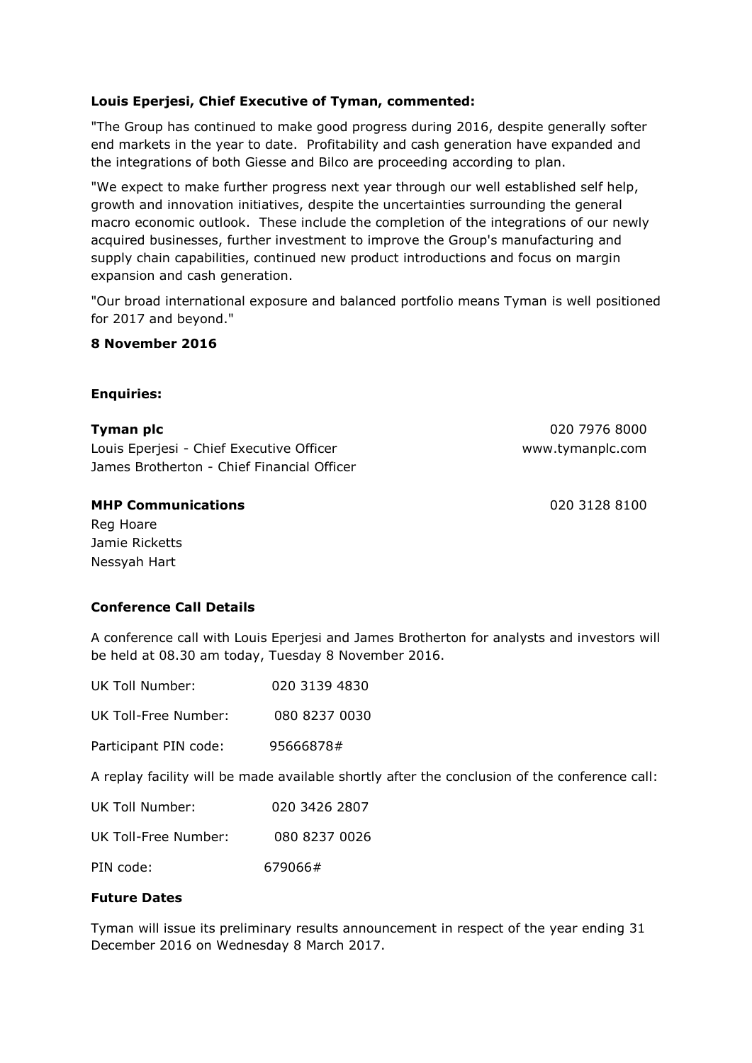**Louis Eperjesi, Chief Executive of Tyman, commented:**

"The Group has continued to make good progress during 2016, despite generally softer end markets in the year to date. Profitability and cash generation have expanded and the integrations of both Giesse and Bilco are proceeding according to plan.

"We expect to make further progress next year through our well established self help, growth and innovation initiatives, despite the uncertainties surrounding the general macro economic outlook. These include the completion of the integrations of our newly acquired businesses, further investment to improve the Group's manufacturing and supply chain capabilities, continued new product introductions and focus on margin expansion and cash generation.

"Our broad international exposure and balanced portfolio means Tyman is well positioned for 2017 and beyond."

**8 November 2016**

**Enquiries:**

**Tyman plc** 020 7976 8000
Louis Eperjesi - Chief Executive Officer www.tymanplc.com
James Brotherton - Chief Financial Officer

**MHP Communications** 020 3128 8100
Reg Hoare
Jamie Ricketts
Nessyah Hart

**Conference Call Details**

A conference call with Louis Eperjesi and James Brotherton for analysts and investors will be held at 08.30 am today, Tuesday 8 November 2016.

UK Toll Number: 020 3139 4830

UK Toll-Free Number: 080 8237 0030

Participant PIN code: 95666878#

A replay facility will be made available shortly after the conclusion of the conference call:

UK Toll Number: 020 3426 2807

UK Toll-Free Number: 080 8237 0026

PIN code: 679066#

**Future Dates**

Tyman will issue its preliminary results announcement in respect of the year ending 31 December 2016 on Wednesday 8 March 2017.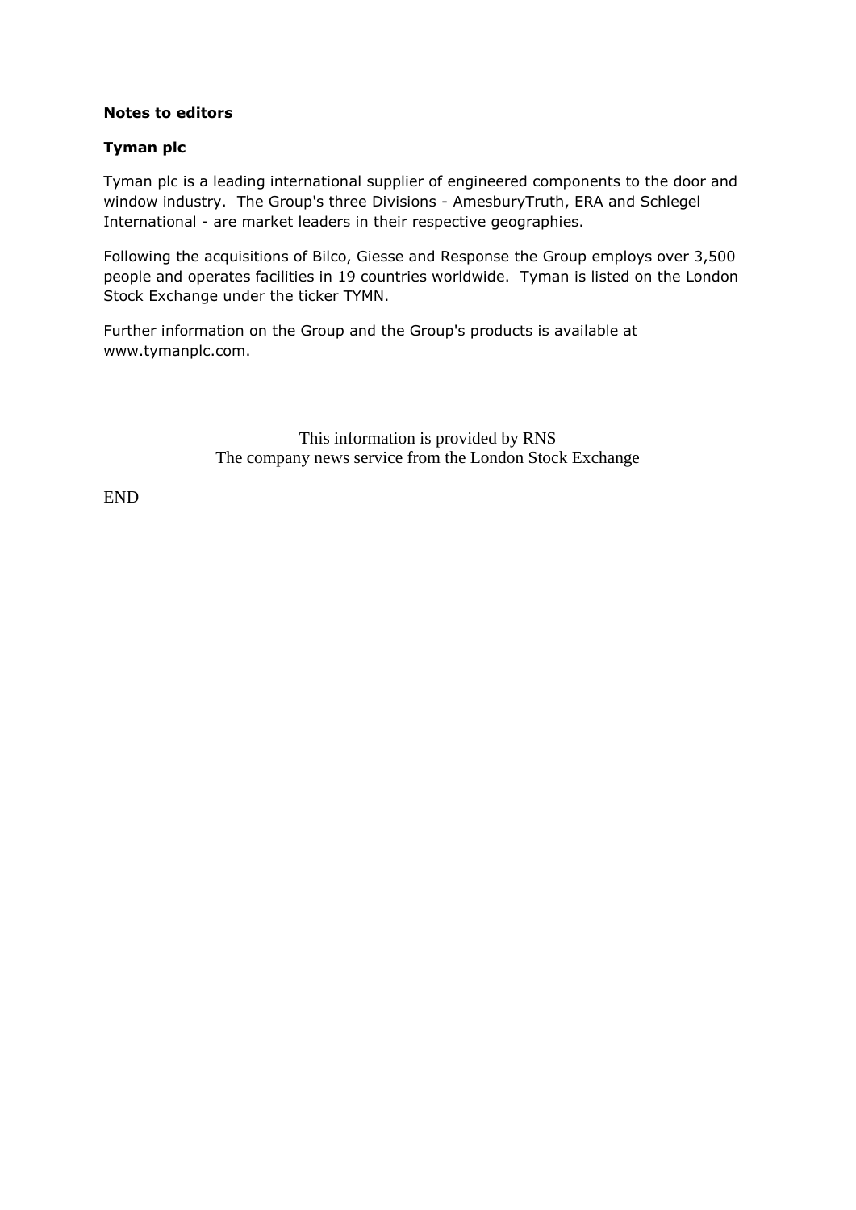**Notes to editors**

**Tyman plc**

Tyman plc is a leading international supplier of engineered components to the door and window industry. The Group's three Divisions - AmesburyTruth, ERA and Schlegel International - are market leaders in their respective geographies.

Following the acquisitions of Bilco, Giesse and Response the Group employs over 3,500 people and operates facilities in 19 countries worldwide. Tyman is listed on the London Stock Exchange under the ticker TYMN.

Further information on the Group and the Group's products is available at www.tymanplc.com.

This information is provided by RNS
The company news service from the London Stock Exchange

END